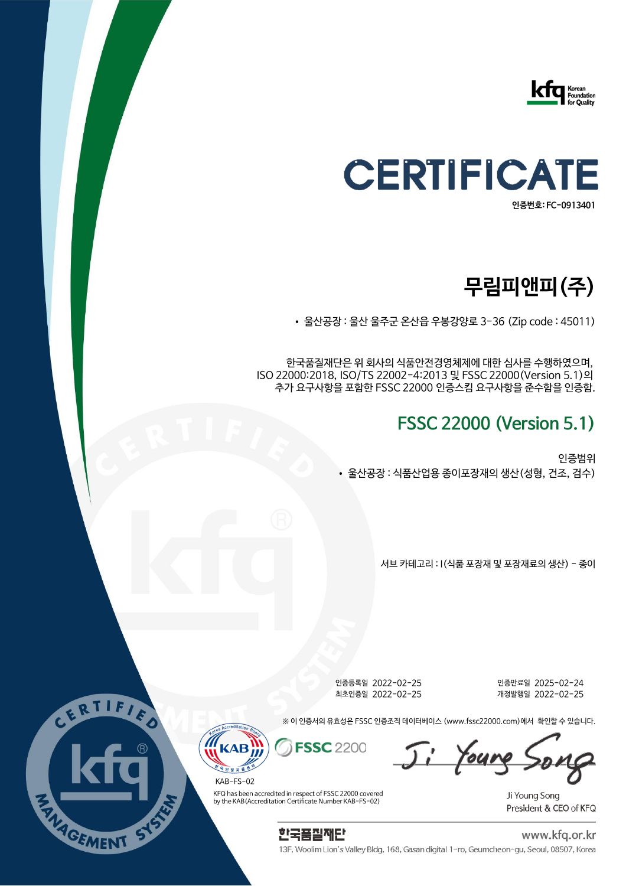Korean Foundation for Quality

# CERTIFICATE

인증번호: FC-0913401

## 무림피앤피(주)

- 울산공장 : 울산 울주군 온산읍 우봉강양로 3-36 (Zip code : 45011)

한국품질재단은 위 회사의 식품안전경영체제에 대한 심사를 수행하였으며,
ISO 22000:2018, ISO/TS 22002-4:2013 및 FSSC 22000(Version 5.1)의
추가 요구사항을 포함한 FSSC 22000 인증스킴 요구사항을 준수함을 인증함.

## FSSC 22000 (Version 5.1)

인증범위

- 울산공장 : 식품산업용 종이포장재의 생산(성형, 건조, 검수)

서브 카테고리 : I(식품 포장재 및 포장재료의 생산) - 종이

인증등록일 2022-02-25
최초인증일 2022-02-25

인증만료일 2025-02-24
개정발행일 2022-02-25

※ 이 인증서의 유효성은 FSSC 인증조직 데이터베이스 (www.fssc22000.com)에서 확인할 수 있습니다.

KAB-FS-02

KFQ has been accredited in respect of FSSC 22000 covered by the KAB(Accreditation Certificate Number KAB-FS-02)

Ji Young Song
President & CEO of KFQ

한국품질재단
www.kfq.or.kr
13F, Woolim Lion's Valley Bldg, 168, Gasan digital 1-ro, Geumcheon-gu, Seoul, 08507, Korea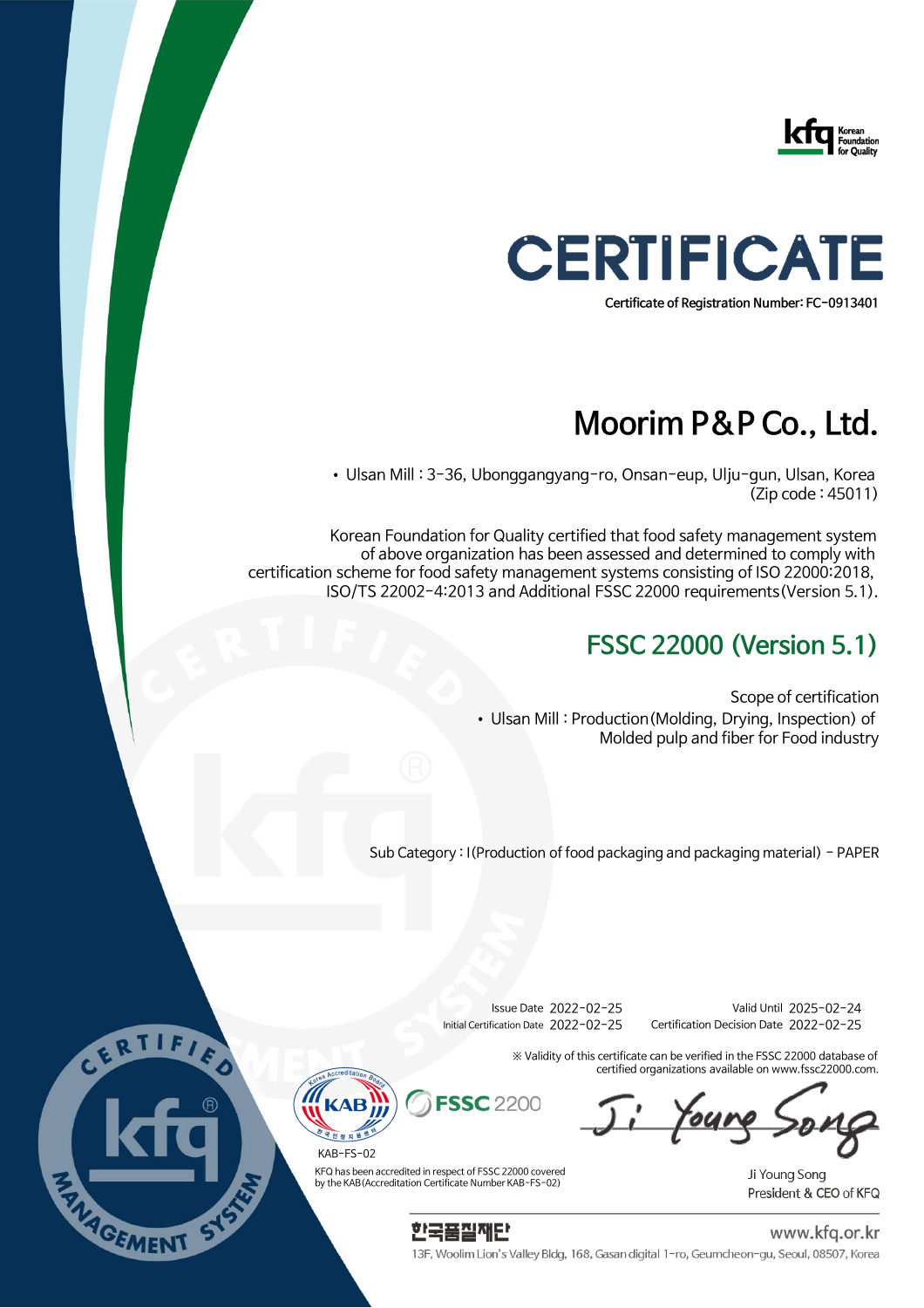kfq Korean Foundation for Quality

# CERTIFICATE

Certificate of Registration Number: FC-0913401

## Moorim P&P Co., Ltd.

- Ulsan Mill : 3-36, Ubonggangyang-ro, Onsan-eup, Ulju-gun, Ulsan, Korea (Zip code : 45011)

Korean Foundation for Quality certified that food safety management system of above organization has been assessed and determined to comply with certification scheme for food safety management systems consisting of ISO 22000:2018, ISO/TS 22002-4:2013 and Additional FSSC 22000 requirements(Version 5.1).

## FSSC 22000 (Version 5.1)

Scope of certification

- Ulsan Mill : Production(Molding, Drying, Inspection) of Molded pulp and fiber for Food industry

Sub Category : I(Production of food packaging and packaging material) - PAPER

Issue Date 2022-02-25
Initial Certification Date 2022-02-25

Valid Until 2025-02-24
Certification Decision Date 2022-02-25

※ Validity of this certificate can be verified in the FSSC 22000 database of certified organizations available on www.fssc22000.com.

KAB-FS-02

KFQ has been accredited in respect of FSSC 22000 covered by the KAB(Accreditation Certificate Number KAB-FS-02)

Ji Young Song
President & CEO of KFQ

한국품질재단

www.kfq.or.kr

13F, Woolim Lion's Valley Bldg, 168, Gasan digital 1-ro, Geumcheon-gu, Seoul, 08507, Korea